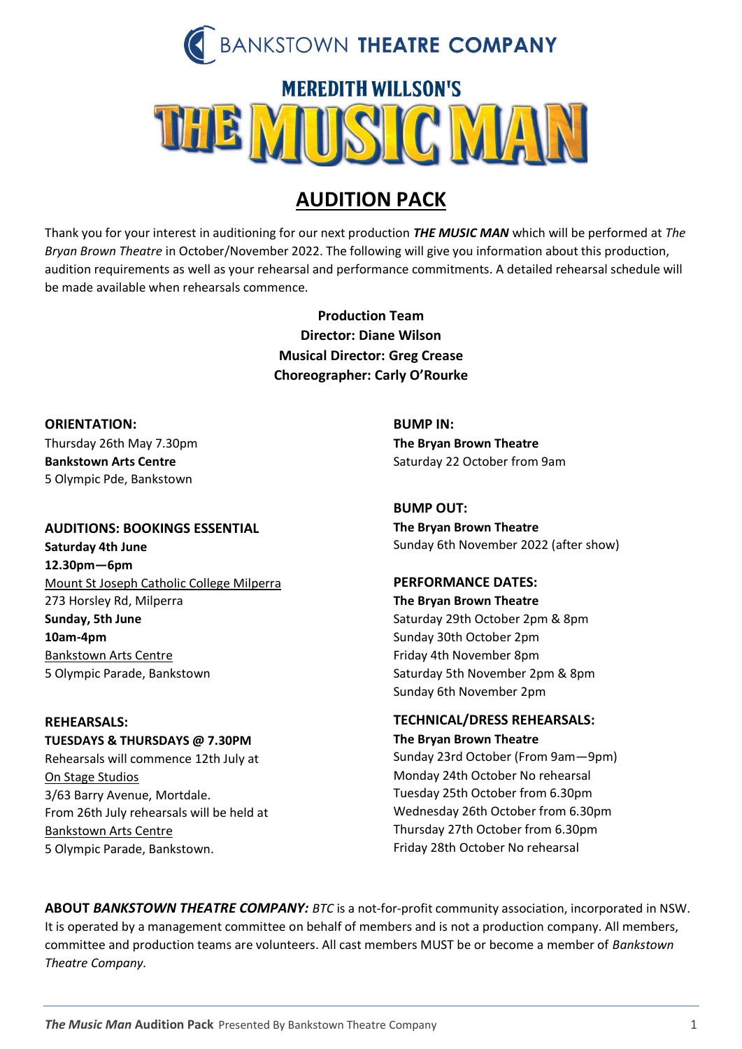# BANKSTOWN THEATRE COMPANY

## MEREDITH WILLSON'S THE MUSIC MAN

## AUDITION PACK

Thank you for your interest in auditioning for our next production ***THE MUSIC MAN*** which will be performed at *The Bryan Brown Theatre* in October/November 2022. The following will give you information about this production, audition requirements as well as your rehearsal and performance commitments. A detailed rehearsal schedule will be made available when rehearsals commence.

**Production Team**
**Director: Diane Wilson**
**Musical Director: Greg Crease**
**Choreographer: Carly O'Rourke**

**ORIENTATION:**
Thursday 26th May 7.30pm
**Bankstown Arts Centre**
5 Olympic Pde, Bankstown

**AUDITIONS: BOOKINGS ESSENTIAL**
**Saturday 4th June**
**12.30pm—6pm**
Mount St Joseph Catholic College Milperra
273 Horsley Rd, Milperra
**Sunday, 5th June**
**10am-4pm**
Bankstown Arts Centre
5 Olympic Parade, Bankstown

**REHEARSALS:**
**TUESDAYS & THURSDAYS @ 7.30PM**
Rehearsals will commence 12th July at
On Stage Studios
3/63 Barry Avenue, Mortdale.
From 26th July rehearsals will be held at
Bankstown Arts Centre
5 Olympic Parade, Bankstown.

**BUMP IN:**
**The Bryan Brown Theatre**
Saturday 22 October from 9am

**BUMP OUT:**
**The Bryan Brown Theatre**
Sunday 6th November 2022 (after show)

**PERFORMANCE DATES:**
**The Bryan Brown Theatre**
Saturday 29th October 2pm & 8pm
Sunday 30th October 2pm
Friday 4th November 8pm
Saturday 5th November 2pm & 8pm
Sunday 6th November 2pm

**TECHNICAL/DRESS REHEARSALS:**
**The Bryan Brown Theatre**
Sunday 23rd October (From 9am—9pm)
Monday 24th October No rehearsal
Tuesday 25th October from 6.30pm
Wednesday 26th October from 6.30pm
Thursday 27th October from 6.30pm
Friday 28th October No rehearsal

**ABOUT *BANKSTOWN THEATRE COMPANY:*** *BTC* is a not-for-profit community association, incorporated in NSW. It is operated by a management committee on behalf of members and is not a production company. All members, committee and production teams are volunteers. All cast members MUST be or become a member of *Bankstown Theatre Company.*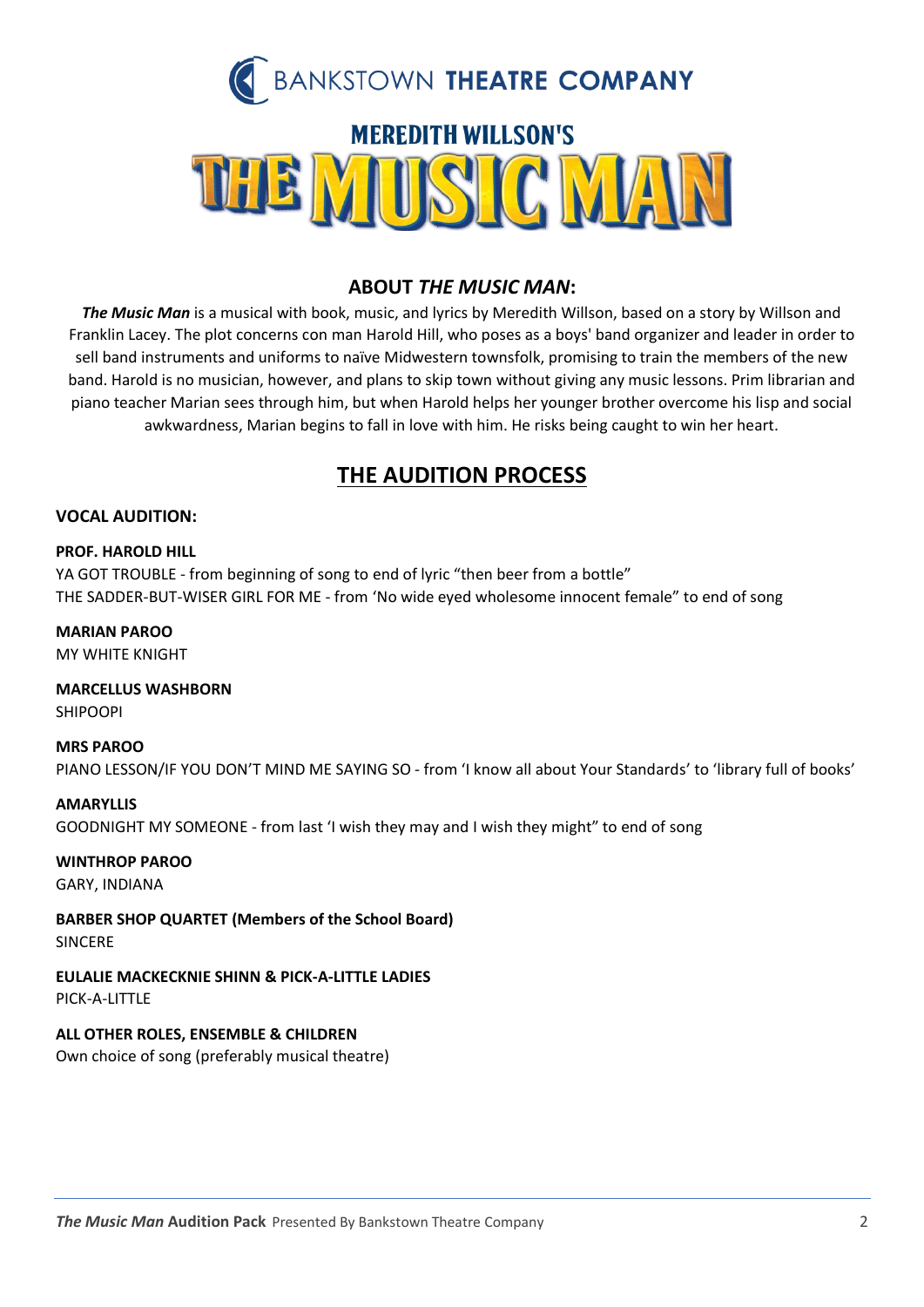BANKSTOWN **THEATRE COMPANY**

# MEREDITH WILLSON'S THE MUSIC MAN

## ABOUT *THE MUSIC MAN*:

***The Music Man*** is a musical with book, music, and lyrics by Meredith Willson, based on a story by Willson and Franklin Lacey. The plot concerns con man Harold Hill, who poses as a boys' band organizer and leader in order to sell band instruments and uniforms to naïve Midwestern townsfolk, promising to train the members of the new band. Harold is no musician, however, and plans to skip town without giving any music lessons. Prim librarian and piano teacher Marian sees through him, but when Harold helps her younger brother overcome his lisp and social awkwardness, Marian begins to fall in love with him. He risks being caught to win her heart.

## THE AUDITION PROCESS

### VOCAL AUDITION:

**PROF. HAROLD HILL**
YA GOT TROUBLE - from beginning of song to end of lyric "then beer from a bottle"
THE SADDER-BUT-WISER GIRL FOR ME - from 'No wide eyed wholesome innocent female" to end of song

**MARIAN PAROO**
MY WHITE KNIGHT

**MARCELLUS WASHBORN**
SHIPOOPI

**MRS PAROO**
PIANO LESSON/IF YOU DON'T MIND ME SAYING SO - from 'I know all about Your Standards' to 'library full of books'

**AMARYLLIS**
GOODNIGHT MY SOMEONE - from last 'I wish they may and I wish they might" to end of song

**WINTHROP PAROO**
GARY, INDIANA

**BARBER SHOP QUARTET (Members of the School Board)**
SINCERE

**EULALIE MACKECKNIE SHINN & PICK-A-LITTLE LADIES**
PICK-A-LITTLE

**ALL OTHER ROLES, ENSEMBLE & CHILDREN**
Own choice of song (preferably musical theatre)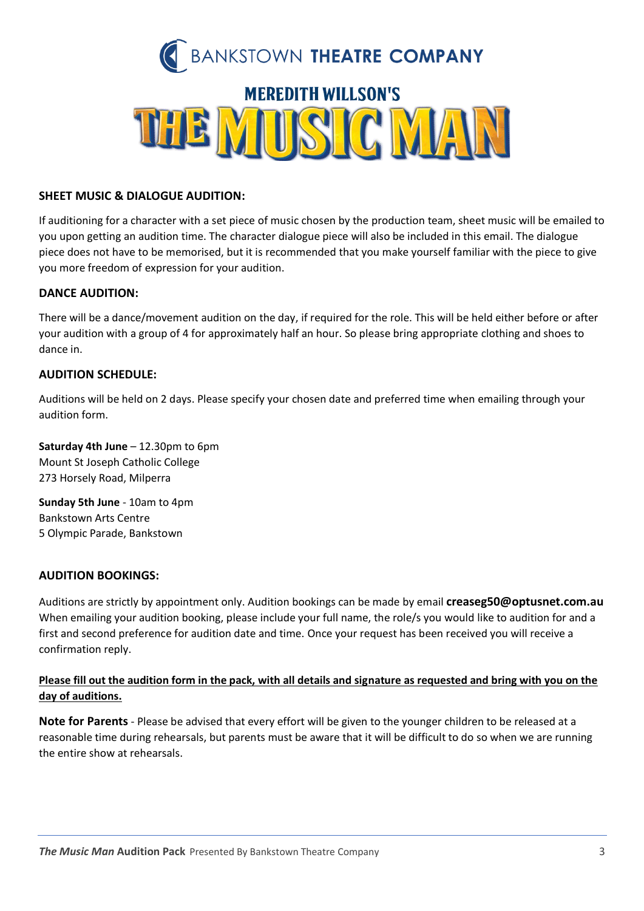BANKSTOWN **THEATRE COMPANY**

MEREDITH WILLSON'S

# THE MUSIC MAN

### SHEET MUSIC & DIALOGUE AUDITION:

If auditioning for a character with a set piece of music chosen by the production team, sheet music will be emailed to you upon getting an audition time. The character dialogue piece will also be included in this email. The dialogue piece does not have to be memorised, but it is recommended that you make yourself familiar with the piece to give you more freedom of expression for your audition.

### DANCE AUDITION:

There will be a dance/movement audition on the day, if required for the role. This will be held either before or after your audition with a group of 4 for approximately half an hour. So please bring appropriate clothing and shoes to dance in.

### AUDITION SCHEDULE:

Auditions will be held on 2 days. Please specify your chosen date and preferred time when emailing through your audition form.

**Saturday 4th June** – 12.30pm to 6pm
Mount St Joseph Catholic College
273 Horsely Road, Milperra

**Sunday 5th June** - 10am to 4pm
Bankstown Arts Centre
5 Olympic Parade, Bankstown

### AUDITION BOOKINGS:

Auditions are strictly by appointment only. Audition bookings can be made by email **creaseg50@optusnet.com.au** When emailing your audition booking, please include your full name, the role/s you would like to audition for and a first and second preference for audition date and time. Once your request has been received you will receive a confirmation reply.

<u>**Please fill out the audition form in the pack, with all details and signature as requested and bring with you on the day of auditions.**</u>

**Note for Parents** - Please be advised that every effort will be given to the younger children to be released at a reasonable time during rehearsals, but parents must be aware that it will be difficult to do so when we are running the entire show at rehearsals.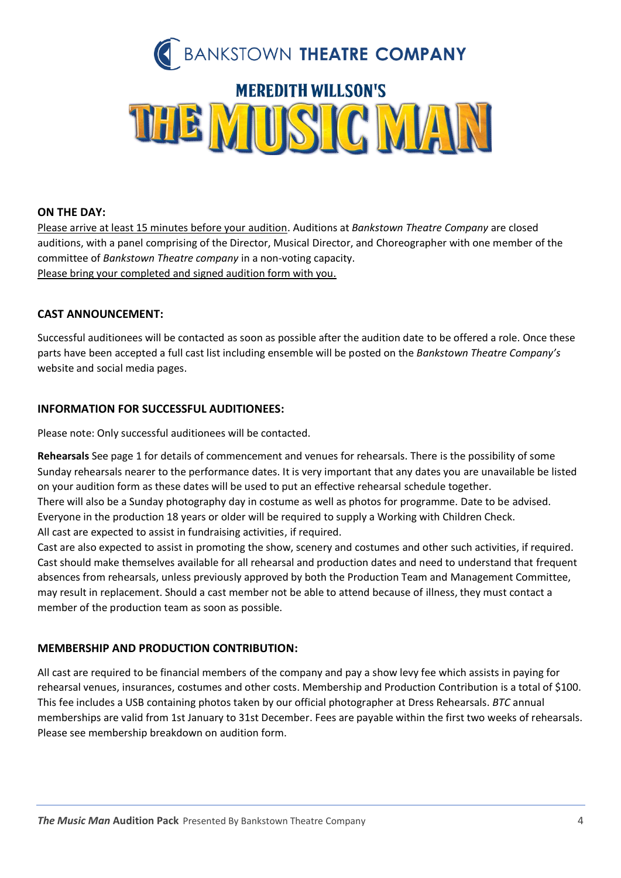BANKSTOWN **THEATRE COMPANY**

MEREDITH WILLSON'S

# THE MUSIC MAN

**ON THE DAY:**

Please arrive at least 15 minutes before your audition. Auditions at *Bankstown Theatre Company* are closed auditions, with a panel comprising of the Director, Musical Director, and Choreographer with one member of the committee of *Bankstown Theatre company* in a non-voting capacity.
Please bring your completed and signed audition form with you.

**CAST ANNOUNCEMENT:**

Successful auditionees will be contacted as soon as possible after the audition date to be offered a role. Once these parts have been accepted a full cast list including ensemble will be posted on the *Bankstown Theatre Company's* website and social media pages.

**INFORMATION FOR SUCCESSFUL AUDITIONEES:**

Please note: Only successful auditionees will be contacted.

**Rehearsals** See page 1 for details of commencement and venues for rehearsals. There is the possibility of some Sunday rehearsals nearer to the performance dates. It is very important that any dates you are unavailable be listed on your audition form as these dates will be used to put an effective rehearsal schedule together.
There will also be a Sunday photography day in costume as well as photos for programme. Date to be advised.
Everyone in the production 18 years or older will be required to supply a Working with Children Check.
All cast are expected to assist in fundraising activities, if required.
Cast are also expected to assist in promoting the show, scenery and costumes and other such activities, if required.
Cast should make themselves available for all rehearsal and production dates and need to understand that frequent absences from rehearsals, unless previously approved by both the Production Team and Management Committee, may result in replacement. Should a cast member not be able to attend because of illness, they must contact a member of the production team as soon as possible.

**MEMBERSHIP AND PRODUCTION CONTRIBUTION:**

All cast are required to be financial members of the company and pay a show levy fee which assists in paying for rehearsal venues, insurances, costumes and other costs. Membership and Production Contribution is a total of $100. This fee includes a USB containing photos taken by our official photographer at Dress Rehearsals. *BTC* annual memberships are valid from 1st January to 31st December. Fees are payable within the first two weeks of rehearsals. Please see membership breakdown on audition form.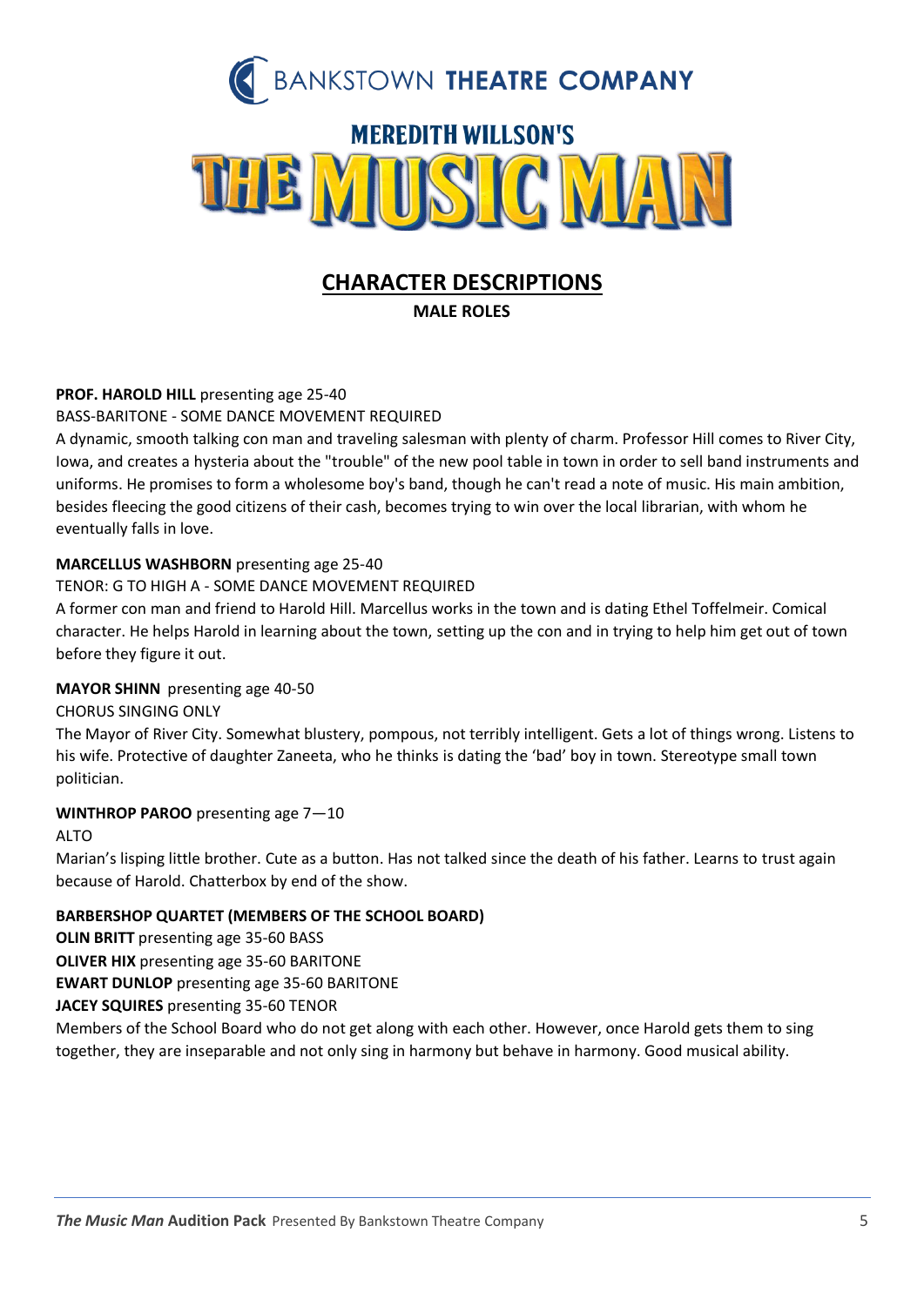BANKSTOWN **THEATRE COMPANY**

MEREDITH WILLSON'S

# THE MUSIC MAN

## CHARACTER DESCRIPTIONS

**MALE ROLES**

**PROF. HAROLD HILL** presenting age 25-40
BASS-BARITONE - SOME DANCE MOVEMENT REQUIRED
A dynamic, smooth talking con man and traveling salesman with plenty of charm. Professor Hill comes to River City, Iowa, and creates a hysteria about the "trouble" of the new pool table in town in order to sell band instruments and uniforms. He promises to form a wholesome boy's band, though he can't read a note of music. His main ambition, besides fleecing the good citizens of their cash, becomes trying to win over the local librarian, with whom he eventually falls in love.

**MARCELLUS WASHBORN** presenting age 25-40
TENOR: G TO HIGH A - SOME DANCE MOVEMENT REQUIRED
A former con man and friend to Harold Hill. Marcellus works in the town and is dating Ethel Toffelmeir. Comical character. He helps Harold in learning about the town, setting up the con and in trying to help him get out of town before they figure it out.

**MAYOR SHINN** presenting age 40-50
CHORUS SINGING ONLY
The Mayor of River City. Somewhat blustery, pompous, not terribly intelligent. Gets a lot of things wrong. Listens to his wife. Protective of daughter Zaneeta, who he thinks is dating the 'bad' boy in town. Stereotype small town politician.

**WINTHROP PAROO** presenting age 7—10
ALTO
Marian's lisping little brother. Cute as a button. Has not talked since the death of his father. Learns to trust again because of Harold. Chatterbox by end of the show.

**BARBERSHOP QUARTET (MEMBERS OF THE SCHOOL BOARD)**
**OLIN BRITT** presenting age 35-60 BASS
**OLIVER HIX** presenting age 35-60 BARITONE
**EWART DUNLOP** presenting age 35-60 BARITONE
**JACEY SQUIRES** presenting 35-60 TENOR
Members of the School Board who do not get along with each other. However, once Harold gets them to sing together, they are inseparable and not only sing in harmony but behave in harmony. Good musical ability.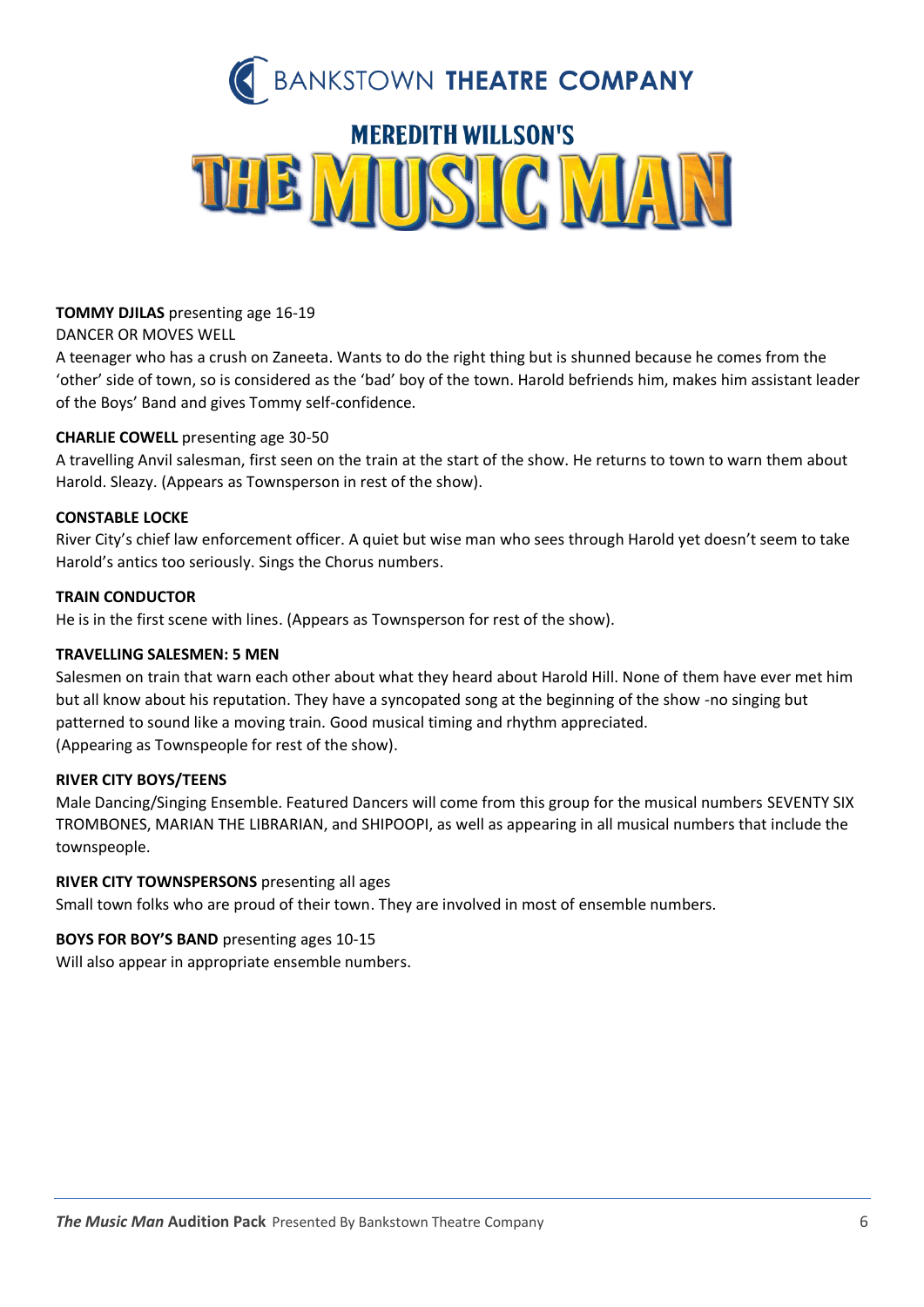BANKSTOWN **THEATRE COMPANY**

MEREDITH WILLSON'S

# THE MUSIC MAN

**TOMMY DJILAS** presenting age 16-19
DANCER OR MOVES WELL
A teenager who has a crush on Zaneeta. Wants to do the right thing but is shunned because he comes from the 'other' side of town, so is considered as the 'bad' boy of the town. Harold befriends him, makes him assistant leader of the Boys' Band and gives Tommy self-confidence.

**CHARLIE COWELL** presenting age 30-50
A travelling Anvil salesman, first seen on the train at the start of the show. He returns to town to warn them about Harold. Sleazy. (Appears as Townsperson in rest of the show).

**CONSTABLE LOCKE**
River City's chief law enforcement officer. A quiet but wise man who sees through Harold yet doesn't seem to take Harold's antics too seriously. Sings the Chorus numbers.

**TRAIN CONDUCTOR**
He is in the first scene with lines. (Appears as Townsperson for rest of the show).

**TRAVELLING SALESMEN: 5 MEN**
Salesmen on train that warn each other about what they heard about Harold Hill. None of them have ever met him but all know about his reputation. They have a syncopated song at the beginning of the show -no singing but patterned to sound like a moving train. Good musical timing and rhythm appreciated.
(Appearing as Townspeople for rest of the show).

**RIVER CITY BOYS/TEENS**
Male Dancing/Singing Ensemble. Featured Dancers will come from this group for the musical numbers SEVENTY SIX TROMBONES, MARIAN THE LIBRARIAN, and SHIPOOPI, as well as appearing in all musical numbers that include the townspeople.

**RIVER CITY TOWNSPERSONS** presenting all ages
Small town folks who are proud of their town. They are involved in most of ensemble numbers.

**BOYS FOR BOY'S BAND** presenting ages 10-15
Will also appear in appropriate ensemble numbers.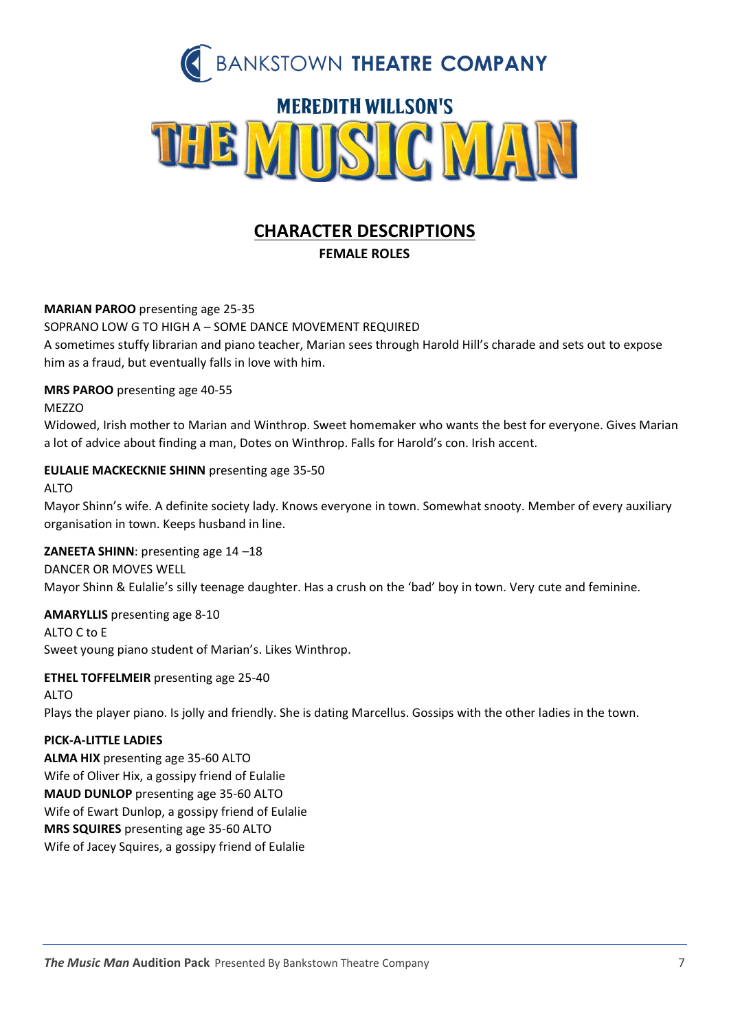BANKSTOWN **THEATRE COMPANY**

MEREDITH WILLSON'S

# THE MUSIC MAN

## CHARACTER DESCRIPTIONS

### FEMALE ROLES

**MARIAN PAROO** presenting age 25-35
SOPRANO LOW G TO HIGH A – SOME DANCE MOVEMENT REQUIRED
A sometimes stuffy librarian and piano teacher, Marian sees through Harold Hill's charade and sets out to expose him as a fraud, but eventually falls in love with him.

**MRS PAROO** presenting age 40-55
MEZZO
Widowed, Irish mother to Marian and Winthrop. Sweet homemaker who wants the best for everyone. Gives Marian a lot of advice about finding a man, Dotes on Winthrop. Falls for Harold's con. Irish accent.

**EULALIE MACKECKNIE SHINN** presenting age 35-50
ALTO
Mayor Shinn's wife. A definite society lady. Knows everyone in town. Somewhat snooty. Member of every auxiliary organisation in town. Keeps husband in line.

**ZANEETA SHINN**: presenting age 14 –18
DANCER OR MOVES WELL
Mayor Shinn & Eulalie's silly teenage daughter. Has a crush on the 'bad' boy in town. Very cute and feminine.

**AMARYLLIS** presenting age 8-10
ALTO C to E
Sweet young piano student of Marian's. Likes Winthrop.

**ETHEL TOFFELMEIR** presenting age 25-40
ALTO
Plays the player piano. Is jolly and friendly. She is dating Marcellus. Gossips with the other ladies in the town.

**PICK-A-LITTLE LADIES**
**ALMA HIX** presenting age 35-60 ALTO
Wife of Oliver Hix, a gossipy friend of Eulalie
**MAUD DUNLOP** presenting age 35-60 ALTO
Wife of Ewart Dunlop, a gossipy friend of Eulalie
**MRS SQUIRES** presenting age 35-60 ALTO
Wife of Jacey Squires, a gossipy friend of Eulalie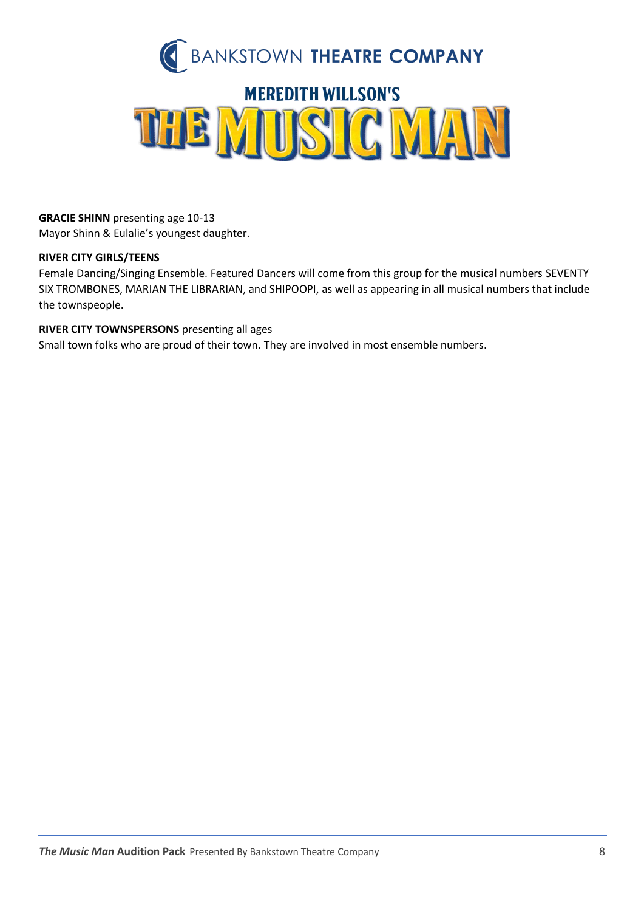**GRACIE SHINN** presenting age 10-13
Mayor Shinn & Eulalie's youngest daughter.

**RIVER CITY GIRLS/TEENS**
Female Dancing/Singing Ensemble. Featured Dancers will come from this group for the musical numbers SEVENTY SIX TROMBONES, MARIAN THE LIBRARIAN, and SHIPOOPI, as well as appearing in all musical numbers that include the townspeople.

**RIVER CITY TOWNSPERSONS** presenting all ages
Small town folks who are proud of their town. They are involved in most ensemble numbers.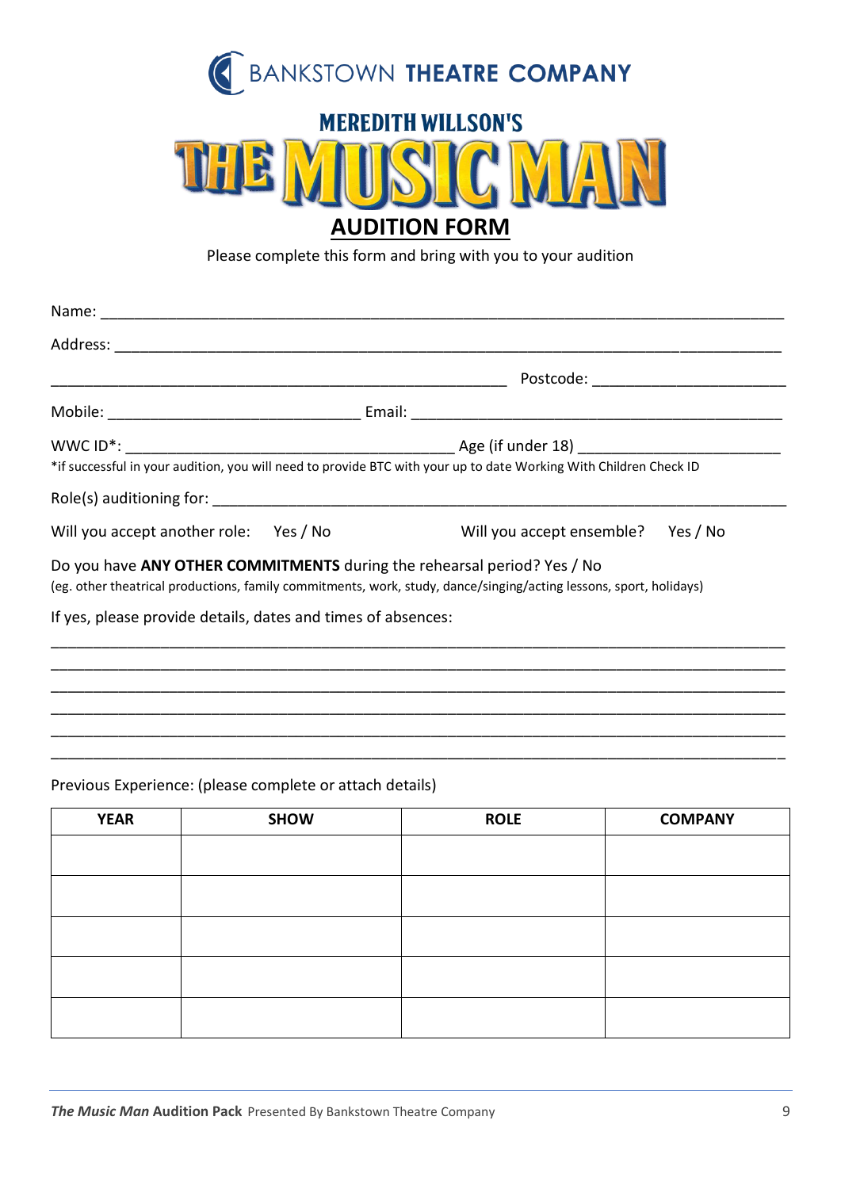BANKSTOWN **THEATRE COMPANY**

**MEREDITH WILLSON'S**

# THE MUSIC MAN

## AUDITION FORM

Please complete this form and bring with you to your audition

Name: ______________________________________________________________________________

Address: ____________________________________________________________________________

_____________________________________________________ Postcode: ______________________

Mobile: _____________________________ Email: ____________________________________________

WWC ID*: ______________________________________ Age (if under 18) _______________________

*if successful in your audition, you will need to provide BTC with your up to date Working With Children Check ID

Role(s) auditioning for: _________________________________________________________________

Will you accept another role: Yes / No          Will you accept ensemble? Yes / No

Do you have **ANY OTHER COMMITMENTS** during the rehearsal period? Yes / No
(eg. other theatrical productions, family commitments, work, study, dance/singing/acting lessons, sport, holidays)

If yes, please provide details, dates and times of absences:

______________________________________________________________________________________

______________________________________________________________________________________

______________________________________________________________________________________

______________________________________________________________________________________

______________________________________________________________________________________

______________________________________________________________________________________

Previous Experience: (please complete or attach details)

| YEAR | SHOW | ROLE | COMPANY |
|---|---|---|---|
| | | | |
| | | | |
| | | | |
| | | | |
| | | | |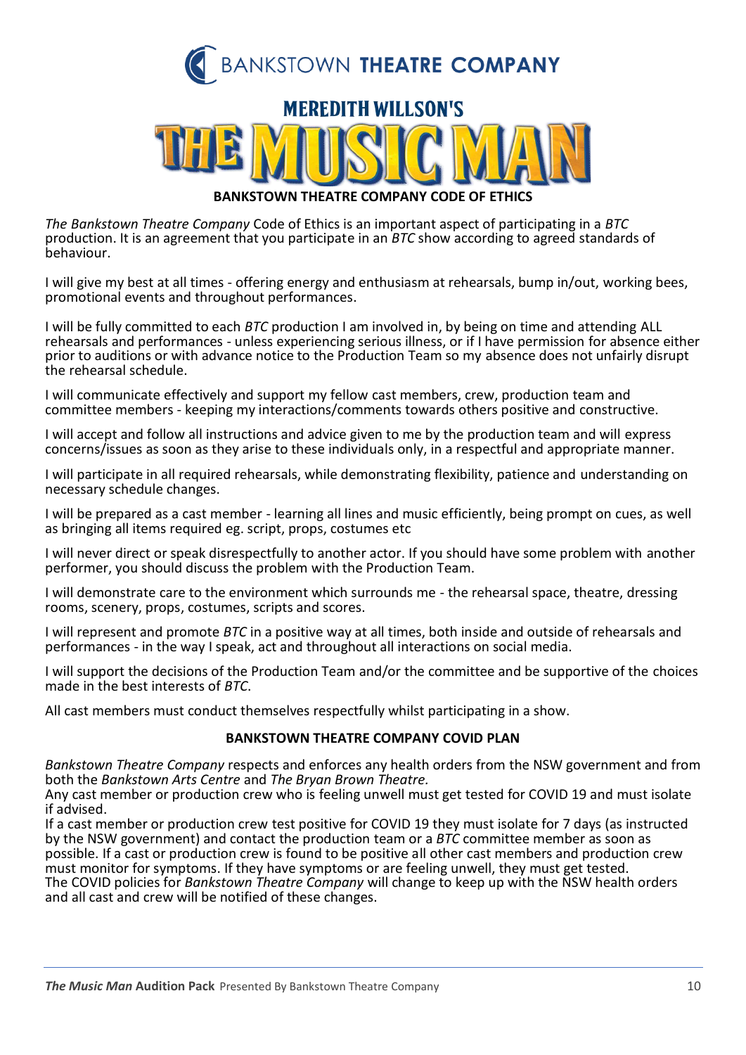BANKSTOWN **THEATRE COMPANY**

MEREDITH WILLSON'S

THE MUSIC MAN

## BANKSTOWN THEATRE COMPANY CODE OF ETHICS

*The Bankstown Theatre Company* Code of Ethics is an important aspect of participating in a *BTC* production. It is an agreement that you participate in an *BTC* show according to agreed standards of behaviour.

I will give my best at all times - offering energy and enthusiasm at rehearsals, bump in/out, working bees, promotional events and throughout performances.

I will be fully committed to each *BTC* production I am involved in, by being on time and attending ALL rehearsals and performances - unless experiencing serious illness, or if I have permission for absence either prior to auditions or with advance notice to the Production Team so my absence does not unfairly disrupt the rehearsal schedule.

I will communicate effectively and support my fellow cast members, crew, production team and committee members - keeping my interactions/comments towards others positive and constructive.

I will accept and follow all instructions and advice given to me by the production team and will express concerns/issues as soon as they arise to these individuals only, in a respectful and appropriate manner.

I will participate in all required rehearsals, while demonstrating flexibility, patience and understanding on necessary schedule changes.

I will be prepared as a cast member - learning all lines and music efficiently, being prompt on cues, as well as bringing all items required eg. script, props, costumes etc

I will never direct or speak disrespectfully to another actor. If you should have some problem with another performer, you should discuss the problem with the Production Team.

I will demonstrate care to the environment which surrounds me - the rehearsal space, theatre, dressing rooms, scenery, props, costumes, scripts and scores.

I will represent and promote *BTC* in a positive way at all times, both inside and outside of rehearsals and performances - in the way I speak, act and throughout all interactions on social media.

I will support the decisions of the Production Team and/or the committee and be supportive of the choices made in the best interests of *BTC*.

All cast members must conduct themselves respectfully whilst participating in a show.

## BANKSTOWN THEATRE COMPANY COVID PLAN

*Bankstown Theatre Company* respects and enforces any health orders from the NSW government and from both the *Bankstown Arts Centre* and *The Bryan Brown Theatre.*
Any cast member or production crew who is feeling unwell must get tested for COVID 19 and must isolate if advised.
If a cast member or production crew test positive for COVID 19 they must isolate for 7 days (as instructed by the NSW government) and contact the production team or a *BTC* committee member as soon as possible. If a cast or production crew is found to be positive all other cast members and production crew must monitor for symptoms. If they have symptoms or are feeling unwell, they must get tested.
The COVID policies for *Bankstown Theatre Company* will change to keep up with the NSW health orders and all cast and crew will be notified of these changes.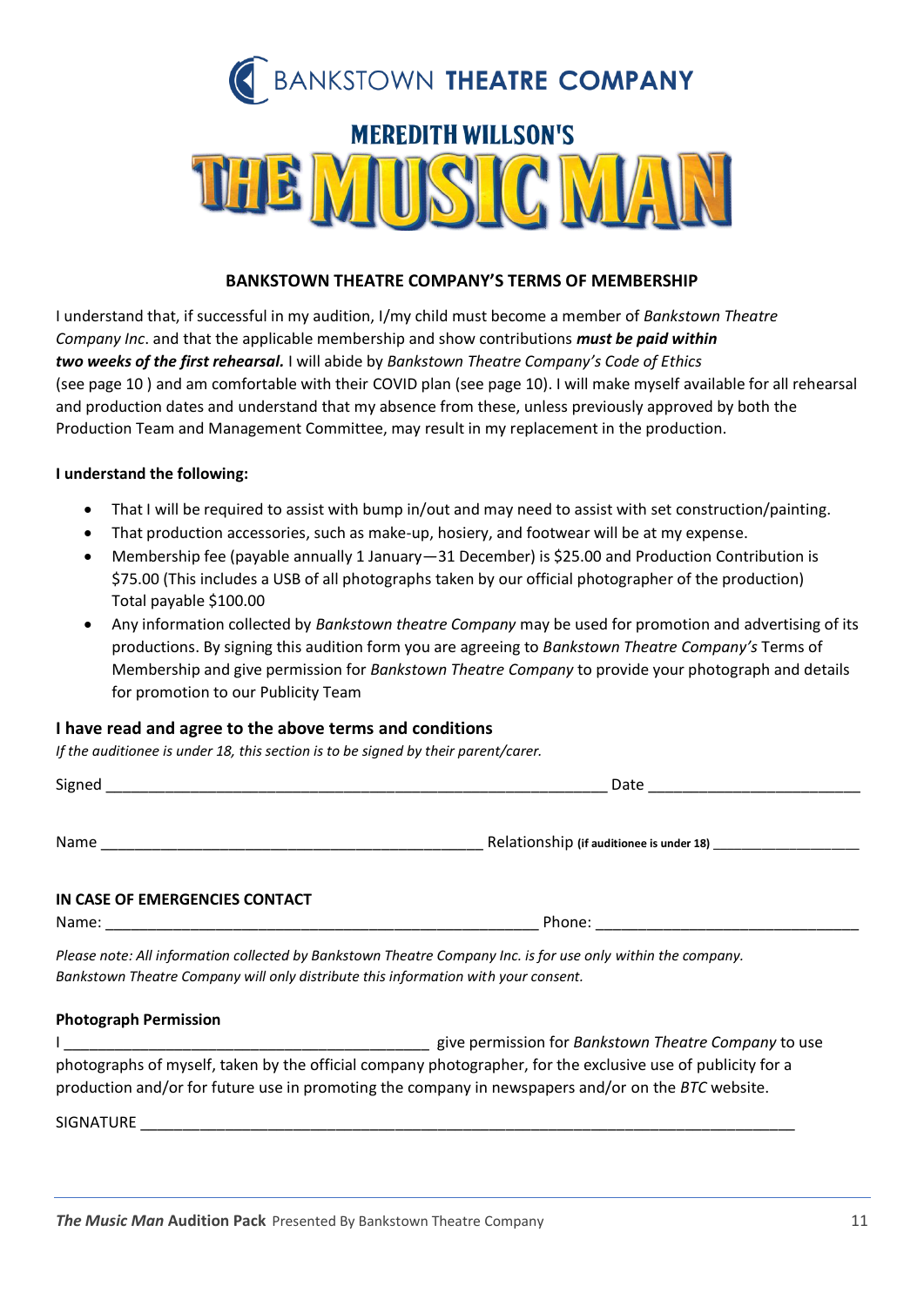BANKSTOWN **THEATRE COMPANY**

# MEREDITH WILLSON'S THE MUSIC MAN

## BANKSTOWN THEATRE COMPANY'S TERMS OF MEMBERSHIP

I understand that, if successful in my audition, I/my child must become a member of *Bankstown Theatre Company Inc*. and that the applicable membership and show contributions ***must be paid within two weeks of the first rehearsal.*** I will abide by *Bankstown Theatre Company's Code of Ethics* (see page 10 ) and am comfortable with their COVID plan (see page 10). I will make myself available for all rehearsal and production dates and understand that my absence from these, unless previously approved by both the Production Team and Management Committee, may result in my replacement in the production.

**I understand the following:**

- That I will be required to assist with bump in/out and may need to assist with set construction/painting.
- That production accessories, such as make-up, hosiery, and footwear will be at my expense.
- Membership fee (payable annually 1 January—31 December) is $25.00 and Production Contribution is $75.00 (This includes a USB of all photographs taken by our official photographer of the production) Total payable $100.00
- Any information collected by *Bankstown theatre Company* may be used for promotion and advertising of its productions. By signing this audition form you are agreeing to *Bankstown Theatre Company's* Terms of Membership and give permission for *Bankstown Theatre Company* to provide your photograph and details for promotion to our Publicity Team

### I have read and agree to the above terms and conditions

*If the auditionee is under 18, this section is to be signed by their parent/carer.*

Signed ____________________________________________ Date ____________________

Name ______________________________________ Relationship **(if auditionee is under 18)** ______________

**IN CASE OF EMERGENCIES CONTACT**

Name: ________________________________________ Phone: ________________________

*Please note: All information collected by Bankstown Theatre Company Inc. is for use only within the company. Bankstown Theatre Company will only distribute this information with your consent.*

**Photograph Permission**

I __________________________________ give permission for *Bankstown Theatre Company* to use photographs of myself, taken by the official company photographer, for the exclusive use of publicity for a production and/or for future use in promoting the company in newspapers and/or on the *BTC* website.

SIGNATURE ____________________________________________________________